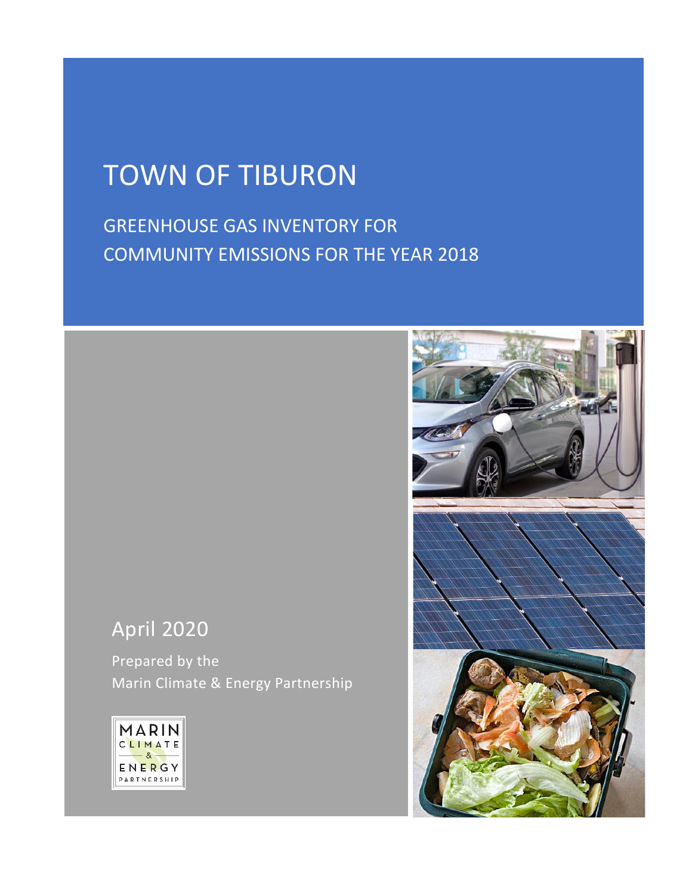# TOWN OF TIBURON

## GREENHOUSE GAS INVENTORY FOR COMMUNITY EMISSIONS FOR THE YEAR 2018

April 2020

Prepared by the
Marin Climate & Energy Partnership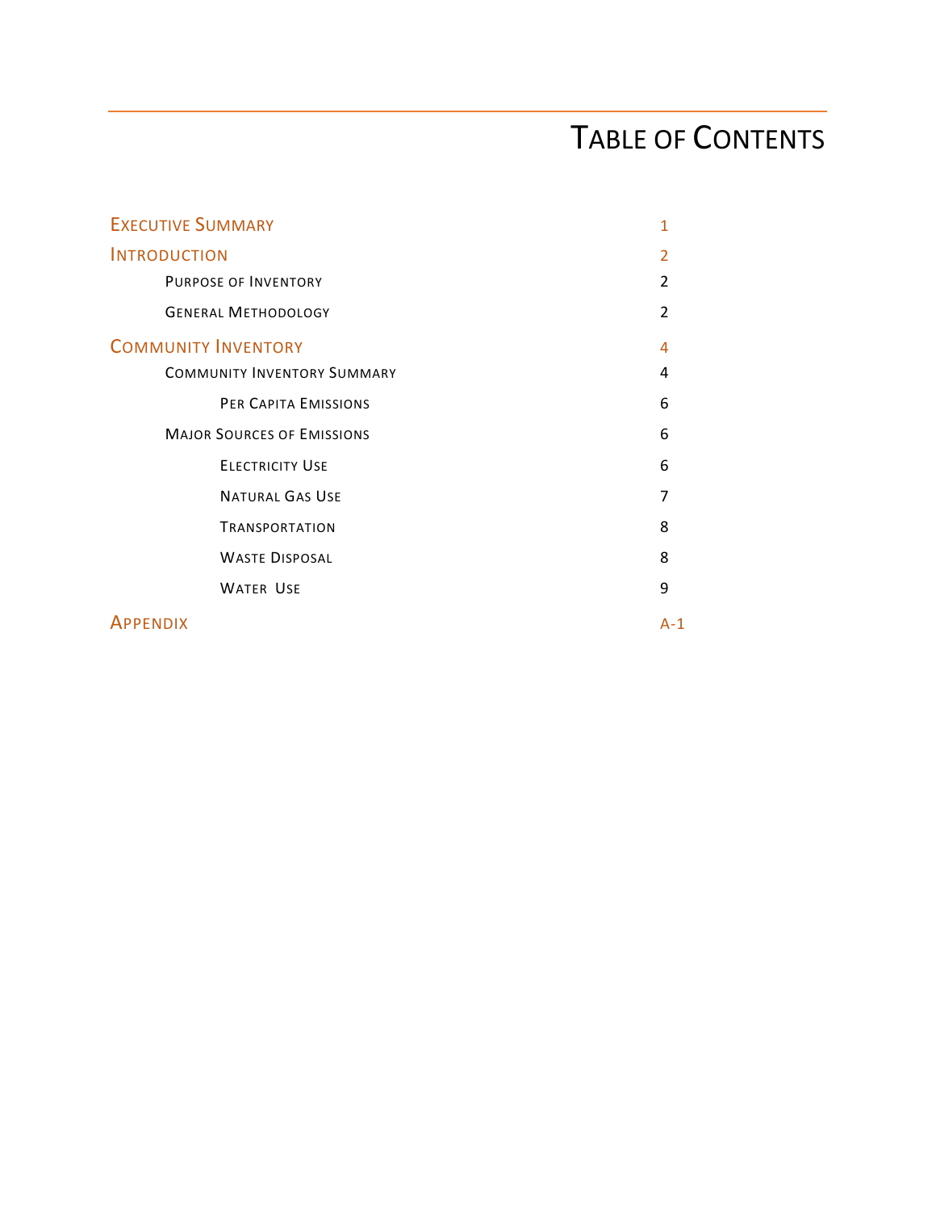# Table of Contents

| | |
|---|---|
| Executive Summary | 1 |
| Introduction | 2 |
| Purpose of Inventory | 2 |
| General Methodology | 2 |
| Community Inventory | 4 |
| Community Inventory Summary | 4 |
| Per Capita Emissions | 6 |
| Major Sources of Emissions | 6 |
| Electricity Use | 6 |
| Natural Gas Use | 7 |
| Transportation | 8 |
| Waste Disposal | 8 |
| Water Use | 9 |
| Appendix | A-1 |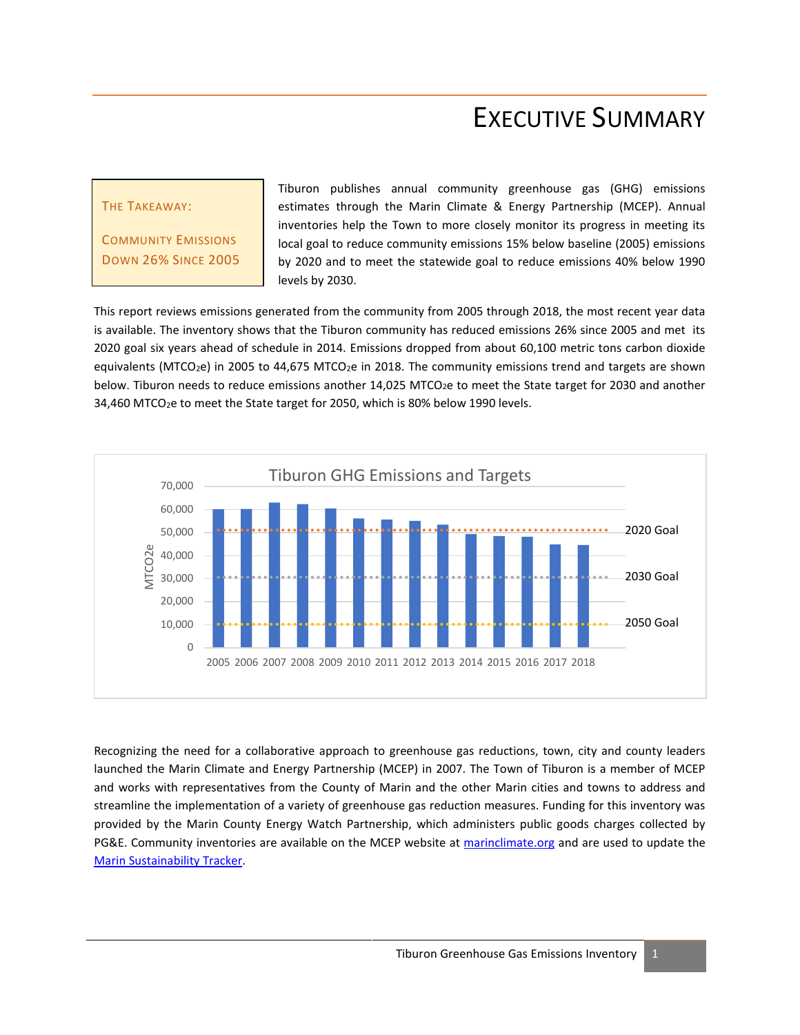# Executive Summary

**The Takeaway:**

**Community Emissions Down 26% Since 2005**

Tiburon publishes annual community greenhouse gas (GHG) emissions estimates through the Marin Climate & Energy Partnership (MCEP). Annual inventories help the Town to more closely monitor its progress in meeting its local goal to reduce community emissions 15% below baseline (2005) emissions by 2020 and to meet the statewide goal to reduce emissions 40% below 1990 levels by 2030.

This report reviews emissions generated from the community from 2005 through 2018, the most recent year data is available. The inventory shows that the Tiburon community has reduced emissions 26% since 2005 and met its 2020 goal six years ahead of schedule in 2014. Emissions dropped from about 60,100 metric tons carbon dioxide equivalents ($MTCO_2e$) in 2005 to 44,675 $MTCO_2e$ in 2018. The community emissions trend and targets are shown below. Tiburon needs to reduce emissions another 14,025 $MTCO_2e$ to meet the State target for 2030 and another 34,460 $MTCO_2e$ to meet the State target for 2050, which is 80% below 1990 levels.

Recognizing the need for a collaborative approach to greenhouse gas reductions, town, city and county leaders launched the Marin Climate and Energy Partnership (MCEP) in 2007. The Town of Tiburon is a member of MCEP and works with representatives from the County of Marin and the other Marin cities and towns to address and streamline the implementation of a variety of greenhouse gas reduction measures. Funding for this inventory was provided by the Marin County Energy Watch Partnership, which administers public goods charges collected by PG&E. Community inventories are available on the MCEP website at [marinclimate.org](marinclimate.org) and are used to update the [Marin Sustainability Tracker](Marin Sustainability Tracker).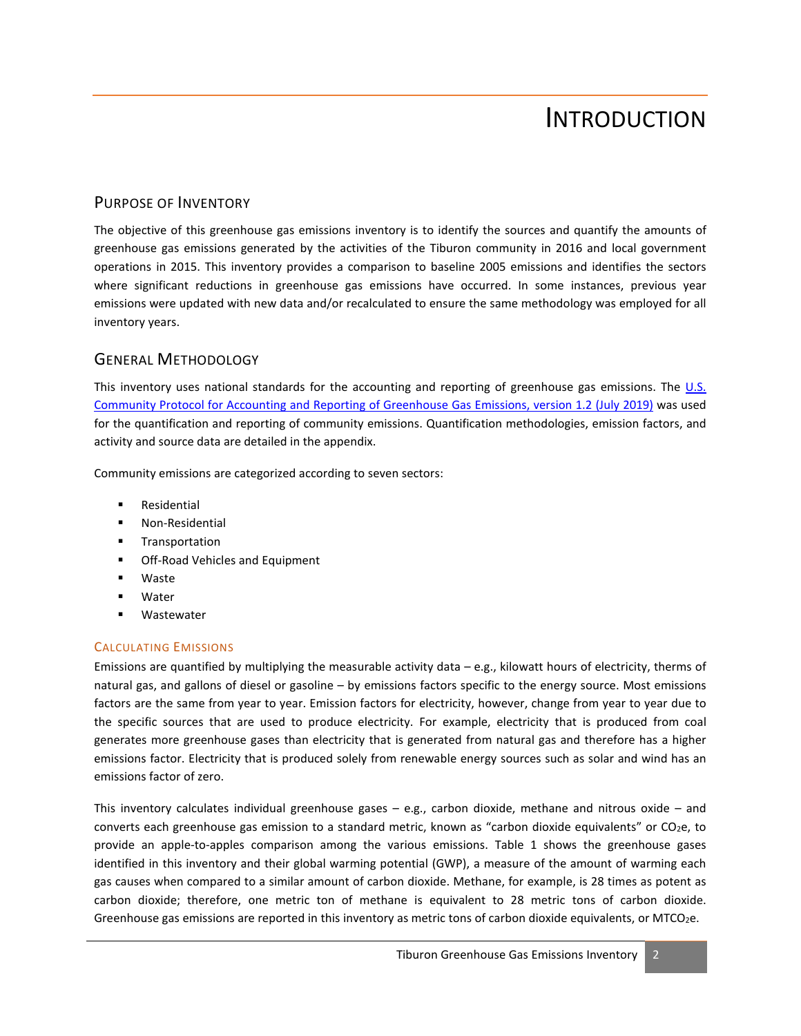# Introduction

## Purpose of Inventory

The objective of this greenhouse gas emissions inventory is to identify the sources and quantify the amounts of greenhouse gas emissions generated by the activities of the Tiburon community in 2016 and local government operations in 2015. This inventory provides a comparison to baseline 2005 emissions and identifies the sectors where significant reductions in greenhouse gas emissions have occurred. In some instances, previous year emissions were updated with new data and/or recalculated to ensure the same methodology was employed for all inventory years.

## General Methodology

This inventory uses national standards for the accounting and reporting of greenhouse gas emissions. The [U.S. Community Protocol for Accounting and Reporting of Greenhouse Gas Emissions, version 1.2 (July 2019)]() was used for the quantification and reporting of community emissions. Quantification methodologies, emission factors, and activity and source data are detailed in the appendix.

Community emissions are categorized according to seven sectors:

- Residential
- Non-Residential
- Transportation
- Off-Road Vehicles and Equipment
- Waste
- Water
- Wastewater

### Calculating Emissions

Emissions are quantified by multiplying the measurable activity data – e.g., kilowatt hours of electricity, therms of natural gas, and gallons of diesel or gasoline – by emissions factors specific to the energy source. Most emissions factors are the same from year to year. Emission factors for electricity, however, change from year to year due to the specific sources that are used to produce electricity. For example, electricity that is produced from coal generates more greenhouse gases than electricity that is generated from natural gas and therefore has a higher emissions factor. Electricity that is produced solely from renewable energy sources such as solar and wind has an emissions factor of zero.

This inventory calculates individual greenhouse gases – e.g., carbon dioxide, methane and nitrous oxide – and converts each greenhouse gas emission to a standard metric, known as "carbon dioxide equivalents" or $CO_2e$, to provide an apple-to-apples comparison among the various emissions. Table 1 shows the greenhouse gases identified in this inventory and their global warming potential (GWP), a measure of the amount of warming each gas causes when compared to a similar amount of carbon dioxide. Methane, for example, is 28 times as potent as carbon dioxide; therefore, one metric ton of methane is equivalent to 28 metric tons of carbon dioxide. Greenhouse gas emissions are reported in this inventory as metric tons of carbon dioxide equivalents, or $MTCO_2e$.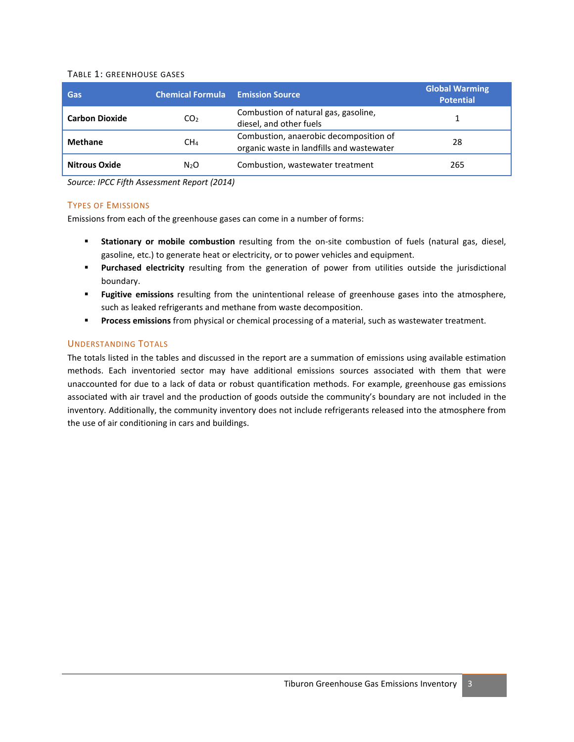TABLE 1: GREENHOUSE GASES

| Gas | Chemical Formula | Emission Source | Global Warming Potential |
| --- | --- | --- | --- |
| **Carbon Dioxide** | $CO_2$ | Combustion of natural gas, gasoline, diesel, and other fuels | 1 |
| **Methane** | $CH_4$ | Combustion, anaerobic decomposition of organic waste in landfills and wastewater | 28 |
| **Nitrous Oxide** | $N_2O$ | Combustion, wastewater treatment | 265 |

*Source: IPCC Fifth Assessment Report (2014)*

### TYPES OF EMISSIONS

Emissions from each of the greenhouse gases can come in a number of forms:

- **Stationary or mobile combustion** resulting from the on-site combustion of fuels (natural gas, diesel, gasoline, etc.) to generate heat or electricity, or to power vehicles and equipment.
- **Purchased electricity** resulting from the generation of power from utilities outside the jurisdictional boundary.
- **Fugitive emissions** resulting from the unintentional release of greenhouse gases into the atmosphere, such as leaked refrigerants and methane from waste decomposition.
- **Process emissions** from physical or chemical processing of a material, such as wastewater treatment.

### UNDERSTANDING TOTALS

The totals listed in the tables and discussed in the report are a summation of emissions using available estimation methods. Each inventoried sector may have additional emissions sources associated with them that were unaccounted for due to a lack of data or robust quantification methods. For example, greenhouse gas emissions associated with air travel and the production of goods outside the community's boundary are not included in the inventory. Additionally, the community inventory does not include refrigerants released into the atmosphere from the use of air conditioning in cars and buildings.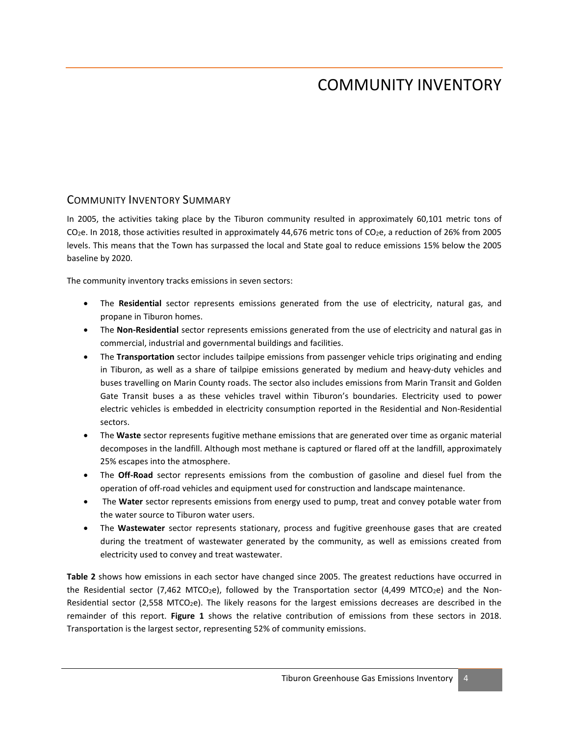# COMMUNITY INVENTORY

## Community Inventory Summary

In 2005, the activities taking place by the Tiburon community resulted in approximately 60,101 metric tons of $CO_2e$. In 2018, those activities resulted in approximately 44,676 metric tons of $CO_2e$, a reduction of 26% from 2005 levels. This means that the Town has surpassed the local and State goal to reduce emissions 15% below the 2005 baseline by 2020.

The community inventory tracks emissions in seven sectors:

- The **Residential** sector represents emissions generated from the use of electricity, natural gas, and propane in Tiburon homes.
- The **Non-Residential** sector represents emissions generated from the use of electricity and natural gas in commercial, industrial and governmental buildings and facilities.
- The **Transportation** sector includes tailpipe emissions from passenger vehicle trips originating and ending in Tiburon, as well as a share of tailpipe emissions generated by medium and heavy-duty vehicles and buses travelling on Marin County roads. The sector also includes emissions from Marin Transit and Golden Gate Transit buses a as these vehicles travel within Tiburon's boundaries. Electricity used to power electric vehicles is embedded in electricity consumption reported in the Residential and Non-Residential sectors.
- The **Waste** sector represents fugitive methane emissions that are generated over time as organic material decomposes in the landfill. Although most methane is captured or flared off at the landfill, approximately 25% escapes into the atmosphere.
- The **Off-Road** sector represents emissions from the combustion of gasoline and diesel fuel from the operation of off-road vehicles and equipment used for construction and landscape maintenance.
- The **Water** sector represents emissions from energy used to pump, treat and convey potable water from the water source to Tiburon water users.
- The **Wastewater** sector represents stationary, process and fugitive greenhouse gases that are created during the treatment of wastewater generated by the community, as well as emissions created from electricity used to convey and treat wastewater.

**Table 2** shows how emissions in each sector have changed since 2005. The greatest reductions have occurred in the Residential sector (7,462 $MTCO_2e$), followed by the Transportation sector (4,499 $MTCO_2e$) and the Non-Residential sector (2,558 $MTCO_2e$). The likely reasons for the largest emissions decreases are described in the remainder of this report. **Figure 1** shows the relative contribution of emissions from these sectors in 2018. Transportation is the largest sector, representing 52% of community emissions.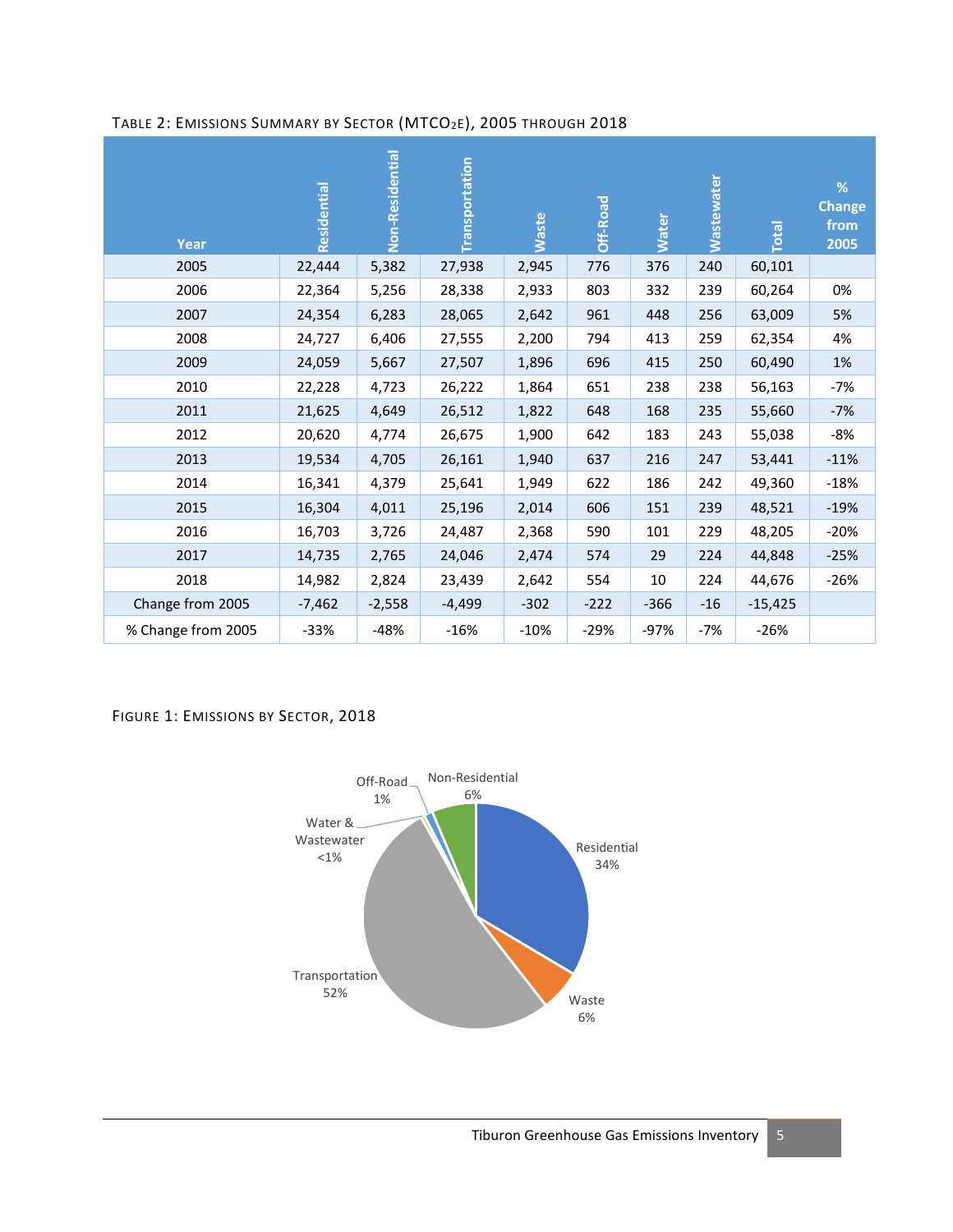Table 2: Emissions Summary by Sector ($MTCO_2E$), 2005 through 2018

| Year | Residential | Non-Residential | Transportation | Waste | Off-Road | Water | Wastewater | Total | % Change from 2005 |
|---|---|---|---|---|---|---|---|---|---|
| 2005 | 22,444 | 5,382 | 27,938 | 2,945 | 776 | 376 | 240 | 60,101 | |
| 2006 | 22,364 | 5,256 | 28,338 | 2,933 | 803 | 332 | 239 | 60,264 | 0% |
| 2007 | 24,354 | 6,283 | 28,065 | 2,642 | 961 | 448 | 256 | 63,009 | 5% |
| 2008 | 24,727 | 6,406 | 27,555 | 2,200 | 794 | 413 | 259 | 62,354 | 4% |
| 2009 | 24,059 | 5,667 | 27,507 | 1,896 | 696 | 415 | 250 | 60,490 | 1% |
| 2010 | 22,228 | 4,723 | 26,222 | 1,864 | 651 | 238 | 238 | 56,163 | -7% |
| 2011 | 21,625 | 4,649 | 26,512 | 1,822 | 648 | 168 | 235 | 55,660 | -7% |
| 2012 | 20,620 | 4,774 | 26,675 | 1,900 | 642 | 183 | 243 | 55,038 | -8% |
| 2013 | 19,534 | 4,705 | 26,161 | 1,940 | 637 | 216 | 247 | 53,441 | -11% |
| 2014 | 16,341 | 4,379 | 25,641 | 1,949 | 622 | 186 | 242 | 49,360 | -18% |
| 2015 | 16,304 | 4,011 | 25,196 | 2,014 | 606 | 151 | 239 | 48,521 | -19% |
| 2016 | 16,703 | 3,726 | 24,487 | 2,368 | 590 | 101 | 229 | 48,205 | -20% |
| 2017 | 14,735 | 2,765 | 24,046 | 2,474 | 574 | 29 | 224 | 44,848 | -25% |
| 2018 | 14,982 | 2,824 | 23,439 | 2,642 | 554 | 10 | 224 | 44,676 | -26% |
| Change from 2005 | -7,462 | -2,558 | -4,499 | -302 | -222 | -366 | -16 | -15,425 | |
| % Change from 2005 | -33% | -48% | -16% | -10% | -29% | -97% | -7% | -26% | |

Figure 1: Emissions by Sector, 2018

| Sector | Share |
|---|---|
| Residential | 34% |
| Waste | 6% |
| Transportation | 52% |
| Water & Wastewater | <1% |
| Off-Road | 1% |
| Non-Residential | 6% |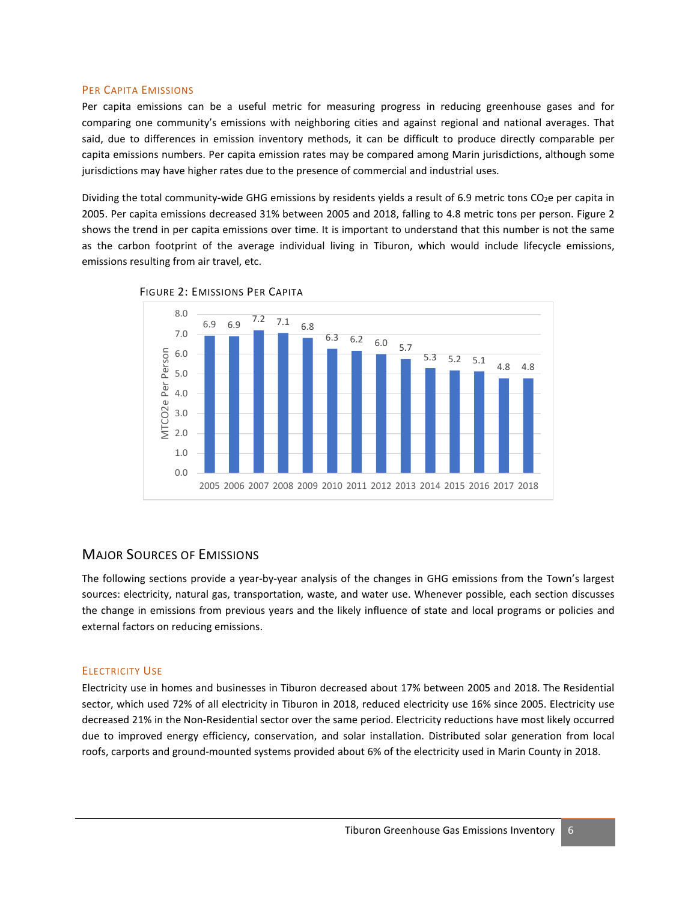### Per Capita Emissions

Per capita emissions can be a useful metric for measuring progress in reducing greenhouse gases and for comparing one community's emissions with neighboring cities and against regional and national averages. That said, due to differences in emission inventory methods, it can be difficult to produce directly comparable per capita emissions numbers. Per capita emission rates may be compared among Marin jurisdictions, although some jurisdictions may have higher rates due to the presence of commercial and industrial uses.

Dividing the total community-wide GHG emissions by residents yields a result of 6.9 metric tons $CO_2e$ per capita in 2005. Per capita emissions decreased 31% between 2005 and 2018, falling to 4.8 metric tons per person. Figure 2 shows the trend in per capita emissions over time. It is important to understand that this number is not the same as the carbon footprint of the average individual living in Tiburon, which would include lifecycle emissions, emissions resulting from air travel, etc.

Figure 2: Emissions Per Capita

| Year | MTCO2e Per Person |
| --- | --- |
| 2005 | 6.9 |
| 2006 | 6.9 |
| 2007 | 7.2 |
| 2008 | 7.1 |
| 2009 | 6.8 |
| 2010 | 6.3 |
| 2011 | 6.2 |
| 2012 | 6.0 |
| 2013 | 5.7 |
| 2014 | 5.3 |
| 2015 | 5.2 |
| 2016 | 5.1 |
| 2017 | 4.8 |
| 2018 | 4.8 |

## Major Sources of Emissions

The following sections provide a year-by-year analysis of the changes in GHG emissions from the Town's largest sources: electricity, natural gas, transportation, waste, and water use. Whenever possible, each section discusses the change in emissions from previous years and the likely influence of state and local programs or policies and external factors on reducing emissions.

### Electricity Use

Electricity use in homes and businesses in Tiburon decreased about 17% between 2005 and 2018. The Residential sector, which used 72% of all electricity in Tiburon in 2018, reduced electricity use 16% since 2005. Electricity use decreased 21% in the Non-Residential sector over the same period. Electricity reductions have most likely occurred due to improved energy efficiency, conservation, and solar installation. Distributed solar generation from local roofs, carports and ground-mounted systems provided about 6% of the electricity used in Marin County in 2018.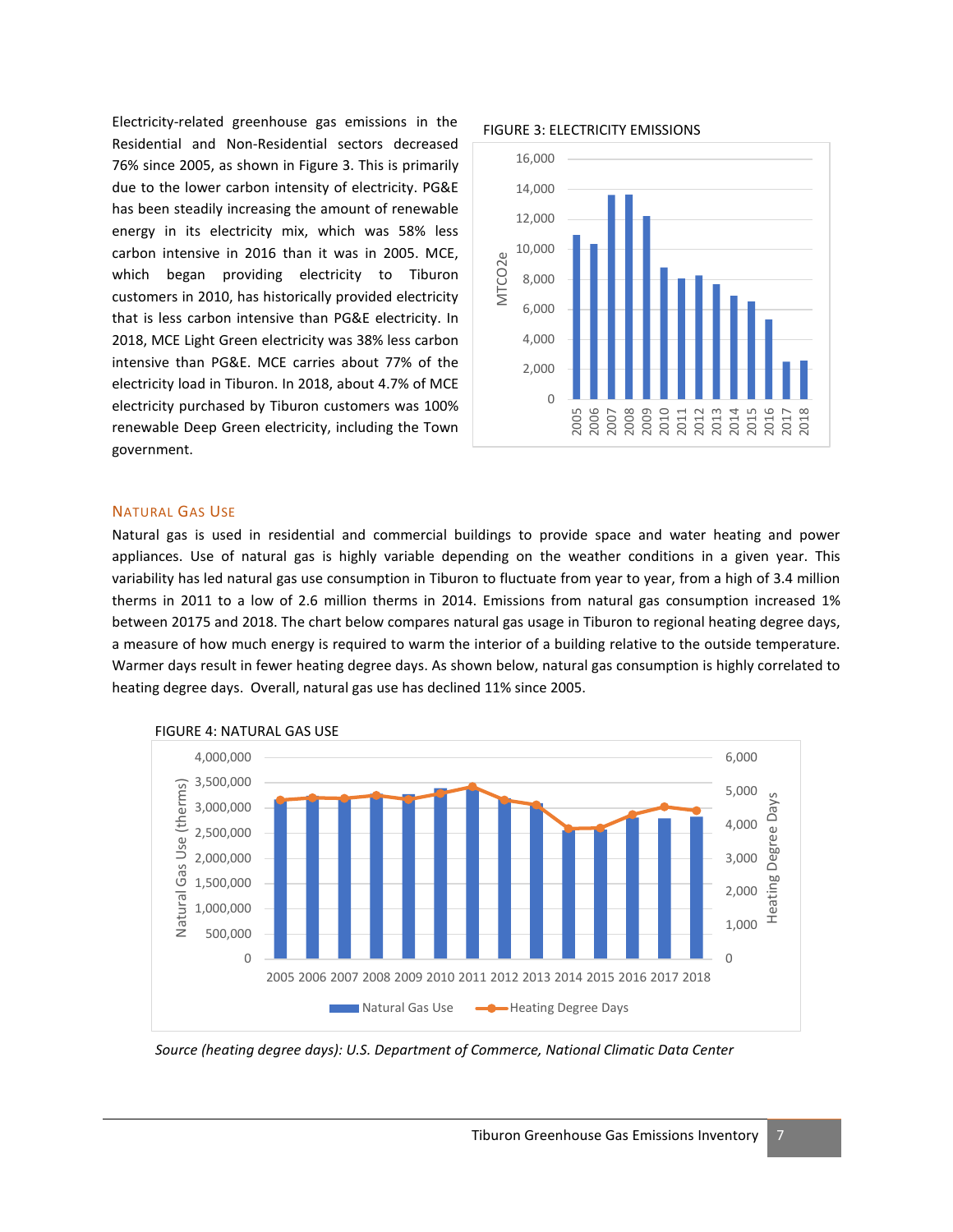Electricity-related greenhouse gas emissions in the Residential and Non-Residential sectors decreased 76% since 2005, as shown in Figure 3. This is primarily due to the lower carbon intensity of electricity. PG&E has been steadily increasing the amount of renewable energy in its electricity mix, which was 58% less carbon intensive in 2016 than it was in 2005. MCE, which began providing electricity to Tiburon customers in 2010, has historically provided electricity that is less carbon intensive than PG&E electricity. In 2018, MCE Light Green electricity was 38% less carbon intensive than PG&E. MCE carries about 77% of the electricity load in Tiburon. In 2018, about 4.7% of MCE electricity purchased by Tiburon customers was 100% renewable Deep Green electricity, including the Town government.

FIGURE 3: ELECTRICITY EMISSIONS

## Natural Gas Use

Natural gas is used in residential and commercial buildings to provide space and water heating and power appliances. Use of natural gas is highly variable depending on the weather conditions in a given year. This variability has led natural gas use consumption in Tiburon to fluctuate from year to year, from a high of 3.4 million therms in 2011 to a low of 2.6 million therms in 2014. Emissions from natural gas consumption increased 1% between 20175 and 2018. The chart below compares natural gas usage in Tiburon to regional heating degree days, a measure of how much energy is required to warm the interior of a building relative to the outside temperature. Warmer days result in fewer heating degree days. As shown below, natural gas consumption is highly correlated to heating degree days. Overall, natural gas use has declined 11% since 2005.

FIGURE 4: NATURAL GAS USE

*Source (heating degree days): U.S. Department of Commerce, National Climatic Data Center*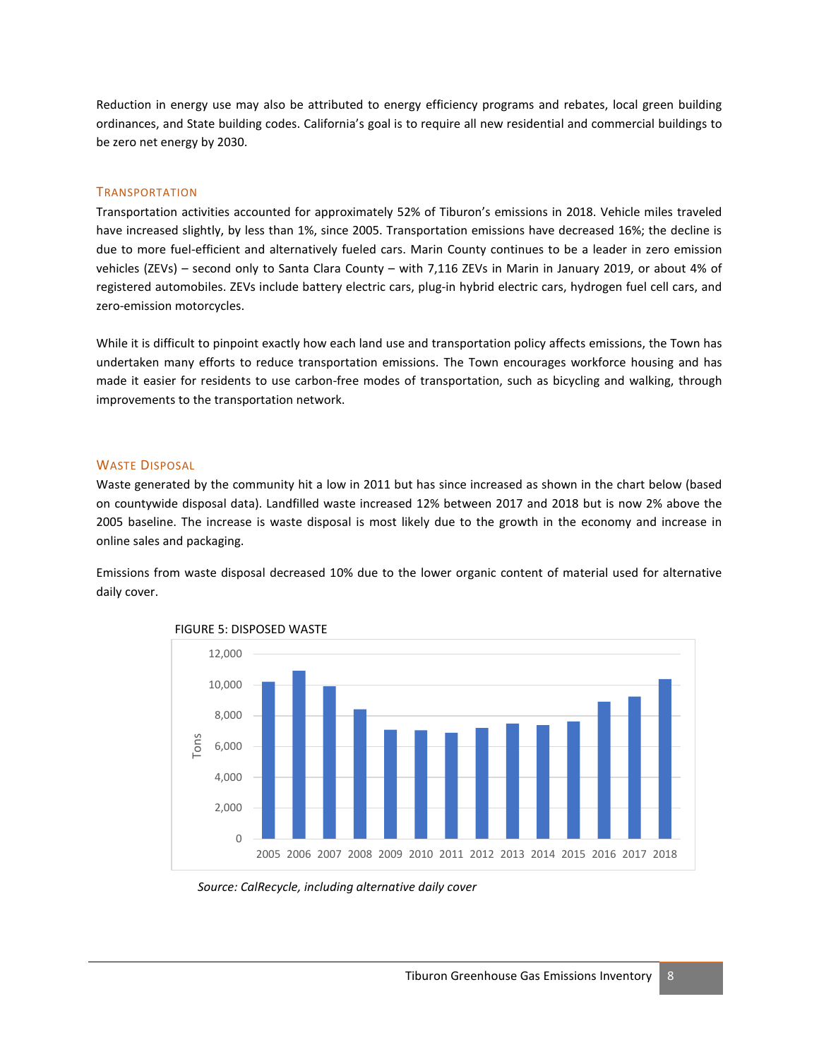Reduction in energy use may also be attributed to energy efficiency programs and rebates, local green building ordinances, and State building codes. California's goal is to require all new residential and commercial buildings to be zero net energy by 2030.

### Transportation

Transportation activities accounted for approximately 52% of Tiburon's emissions in 2018. Vehicle miles traveled have increased slightly, by less than 1%, since 2005. Transportation emissions have decreased 16%; the decline is due to more fuel-efficient and alternatively fueled cars. Marin County continues to be a leader in zero emission vehicles (ZEVs) – second only to Santa Clara County – with 7,116 ZEVs in Marin in January 2019, or about 4% of registered automobiles. ZEVs include battery electric cars, plug-in hybrid electric cars, hydrogen fuel cell cars, and zero-emission motorcycles.

While it is difficult to pinpoint exactly how each land use and transportation policy affects emissions, the Town has undertaken many efforts to reduce transportation emissions. The Town encourages workforce housing and has made it easier for residents to use carbon-free modes of transportation, such as bicycling and walking, through improvements to the transportation network.

### Waste Disposal

Waste generated by the community hit a low in 2011 but has since increased as shown in the chart below (based on countywide disposal data). Landfilled waste increased 12% between 2017 and 2018 but is now 2% above the 2005 baseline. The increase is waste disposal is most likely due to the growth in the economy and increase in online sales and packaging.

Emissions from waste disposal decreased 10% due to the lower organic content of material used for alternative daily cover.

FIGURE 5: DISPOSED WASTE

*Source: CalRecycle, including alternative daily cover*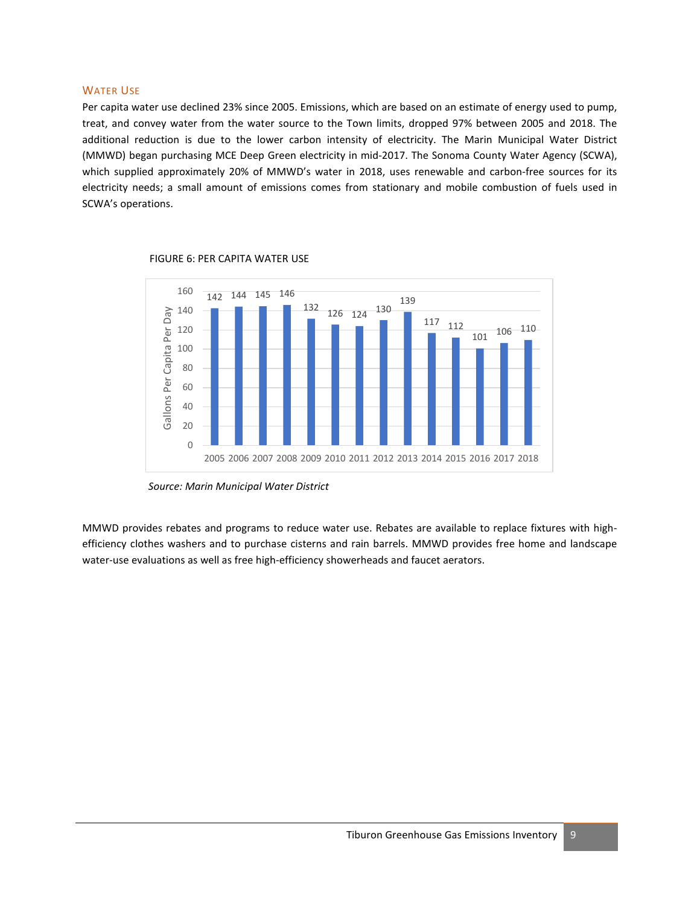### WATER USE

Per capita water use declined 23% since 2005. Emissions, which are based on an estimate of energy used to pump, treat, and convey water from the water source to the Town limits, dropped 97% between 2005 and 2018. The additional reduction is due to the lower carbon intensity of electricity. The Marin Municipal Water District (MMWD) began purchasing MCE Deep Green electricity in mid-2017. The Sonoma County Water Agency (SCWA), which supplied approximately 20% of MMWD's water in 2018, uses renewable and carbon-free sources for its electricity needs; a small amount of emissions comes from stationary and mobile combustion of fuels used in SCWA's operations.

FIGURE 6: PER CAPITA WATER USE

| Year | Gallons Per Capita Per Day |
|---|---|
| 2005 | 142 |
| 2006 | 144 |
| 2007 | 145 |
| 2008 | 146 |
| 2009 | 132 |
| 2010 | 126 |
| 2011 | 124 |
| 2012 | 130 |
| 2013 | 139 |
| 2014 | 117 |
| 2015 | 112 |
| 2016 | 101 |
| 2017 | 106 |
| 2018 | 110 |

*Source: Marin Municipal Water District*

MMWD provides rebates and programs to reduce water use. Rebates are available to replace fixtures with high-efficiency clothes washers and to purchase cisterns and rain barrels. MMWD provides free home and landscape water-use evaluations as well as free high-efficiency showerheads and faucet aerators.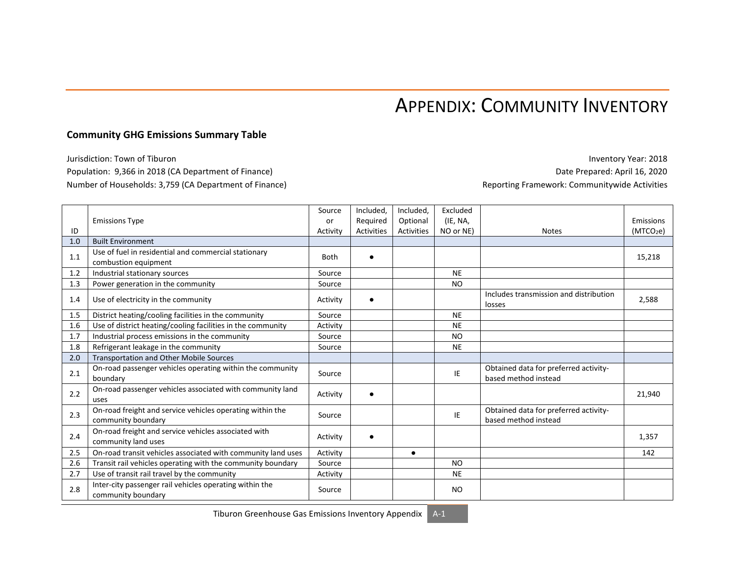# APPENDIX: COMMUNITY INVENTORY

### Community GHG Emissions Summary Table

Jurisdiction: Town of Tiburon

Population: 9,366 in 2018 (CA Department of Finance)

Number of Households: 3,759 (CA Department of Finance)

Inventory Year: 2018

Date Prepared: April 16, 2020

Reporting Framework: Communitywide Activities

| ID | Emissions Type | Source or Activity | Included, Required Activities | Included, Optional Activities | Excluded (IE, NA, NO or NE) | Notes | Emissions ($MTCO_2e$) |
|---|---|---|---|---|---|---|---|
| 1.0 | Built Environment | | | | | | |
| 1.1 | Use of fuel in residential and commercial stationary combustion equipment | Both | ● | | | | 15,218 |
| 1.2 | Industrial stationary sources | Source | | | NE | | |
| 1.3 | Power generation in the community | Source | | | NO | | |
| 1.4 | Use of electricity in the community | Activity | ● | | | Includes transmission and distribution losses | 2,588 |
| 1.5 | District heating/cooling facilities in the community | Source | | | NE | | |
| 1.6 | Use of district heating/cooling facilities in the community | Activity | | | NE | | |
| 1.7 | Industrial process emissions in the community | Source | | | NO | | |
| 1.8 | Refrigerant leakage in the community | Source | | | NE | | |
| 2.0 | Transportation and Other Mobile Sources | | | | | | |
| 2.1 | On-road passenger vehicles operating within the community boundary | Source | | | IE | Obtained data for preferred activity-based method instead | |
| 2.2 | On-road passenger vehicles associated with community land uses | Activity | ● | | | | 21,940 |
| 2.3 | On-road freight and service vehicles operating within the community boundary | Source | | | IE | Obtained data for preferred activity-based method instead | |
| 2.4 | On-road freight and service vehicles associated with community land uses | Activity | ● | | | | 1,357 |
| 2.5 | On-road transit vehicles associated with community land uses | Activity | | ● | | | 142 |
| 2.6 | Transit rail vehicles operating with the community boundary | Source | | | NO | | |
| 2.7 | Use of transit rail travel by the community | Activity | | | NE | | |
| 2.8 | Inter-city passenger rail vehicles operating within the community boundary | Source | | | NO | | |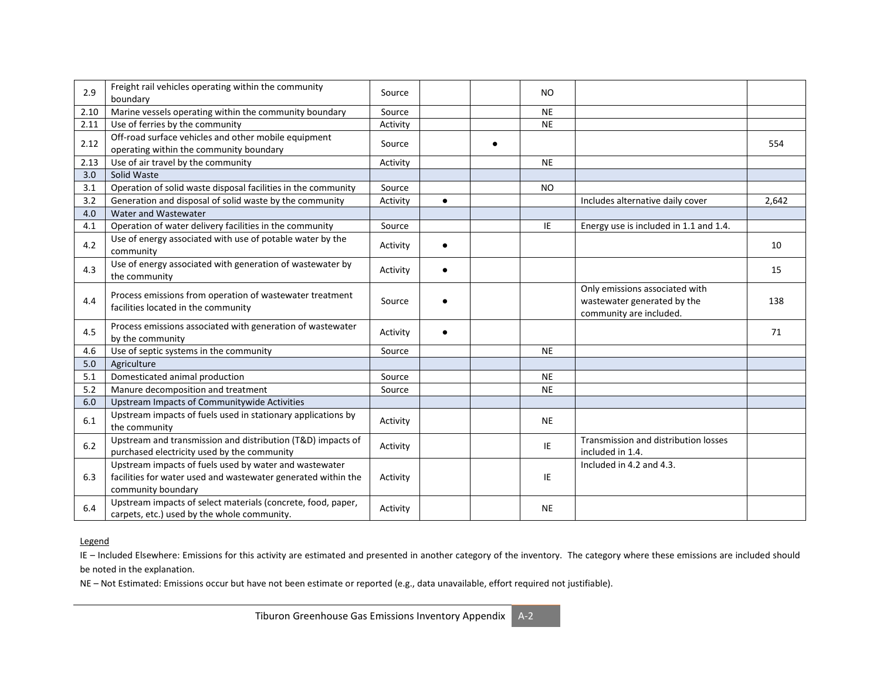| | | | | | | | |
|---|---|---|---|---|---|---|---|
| 2.9 | Freight rail vehicles operating within the community boundary | Source | | | NO | | |
| 2.10 | Marine vessels operating within the community boundary | Source | | | NE | | |
| 2.11 | Use of ferries by the community | Activity | | | NE | | |
| 2.12 | Off-road surface vehicles and other mobile equipment operating within the community boundary | Source | | ● | | | 554 |
| 2.13 | Use of air travel by the community | Activity | | | NE | | |
| 3.0 | Solid Waste | | | | | | |
| 3.1 | Operation of solid waste disposal facilities in the community | Source | | | NO | | |
| 3.2 | Generation and disposal of solid waste by the community | Activity | ● | | | Includes alternative daily cover | 2,642 |
| 4.0 | Water and Wastewater | | | | | | |
| 4.1 | Operation of water delivery facilities in the community | Source | | | IE | Energy use is included in 1.1 and 1.4. | |
| 4.2 | Use of energy associated with use of potable water by the community | Activity | ● | | | | 10 |
| 4.3 | Use of energy associated with generation of wastewater by the community | Activity | ● | | | | 15 |
| 4.4 | Process emissions from operation of wastewater treatment facilities located in the community | Source | ● | | | Only emissions associated with wastewater generated by the community are included. | 138 |
| 4.5 | Process emissions associated with generation of wastewater by the community | Activity | ● | | | | 71 |
| 4.6 | Use of septic systems in the community | Source | | | NE | | |
| 5.0 | Agriculture | | | | | | |
| 5.1 | Domesticated animal production | Source | | | NE | | |
| 5.2 | Manure decomposition and treatment | Source | | | NE | | |
| 6.0 | Upstream Impacts of Communitywide Activities | | | | | | |
| 6.1 | Upstream impacts of fuels used in stationary applications by the community | Activity | | | NE | | |
| 6.2 | Upstream and transmission and distribution (T&D) impacts of purchased electricity used by the community | Activity | | | IE | Transmission and distribution losses included in 1.4. | |
| 6.3 | Upstream impacts of fuels used by water and wastewater facilities for water used and wastewater generated within the community boundary | Activity | | | IE | Included in 4.2 and 4.3. | |
| 6.4 | Upstream impacts of select materials (concrete, food, paper, carpets, etc.) used by the whole community. | Activity | | | NE | | |

Legend

IE – Included Elsewhere: Emissions for this activity are estimated and presented in another category of the inventory. The category where these emissions are included should be noted in the explanation.

NE – Not Estimated: Emissions occur but have not been estimate or reported (e.g., data unavailable, effort required not justifiable).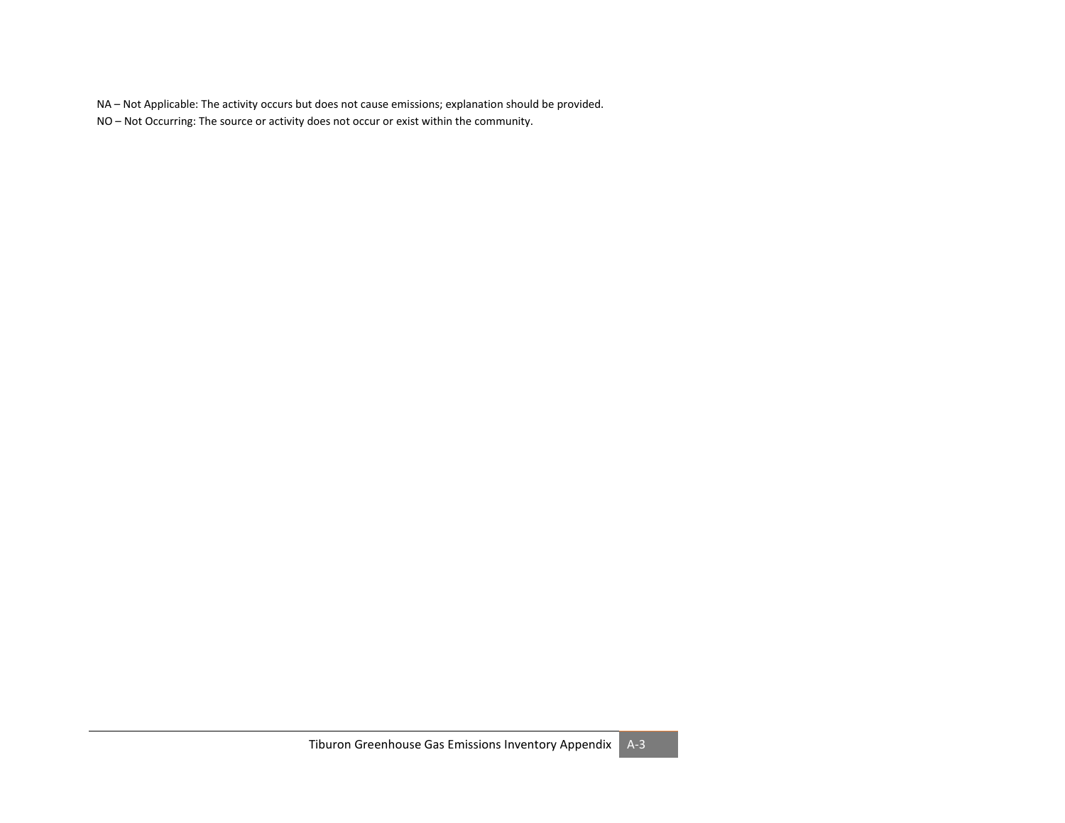NA – Not Applicable: The activity occurs but does not cause emissions; explanation should be provided.

NO – Not Occurring: The source or activity does not occur or exist within the community.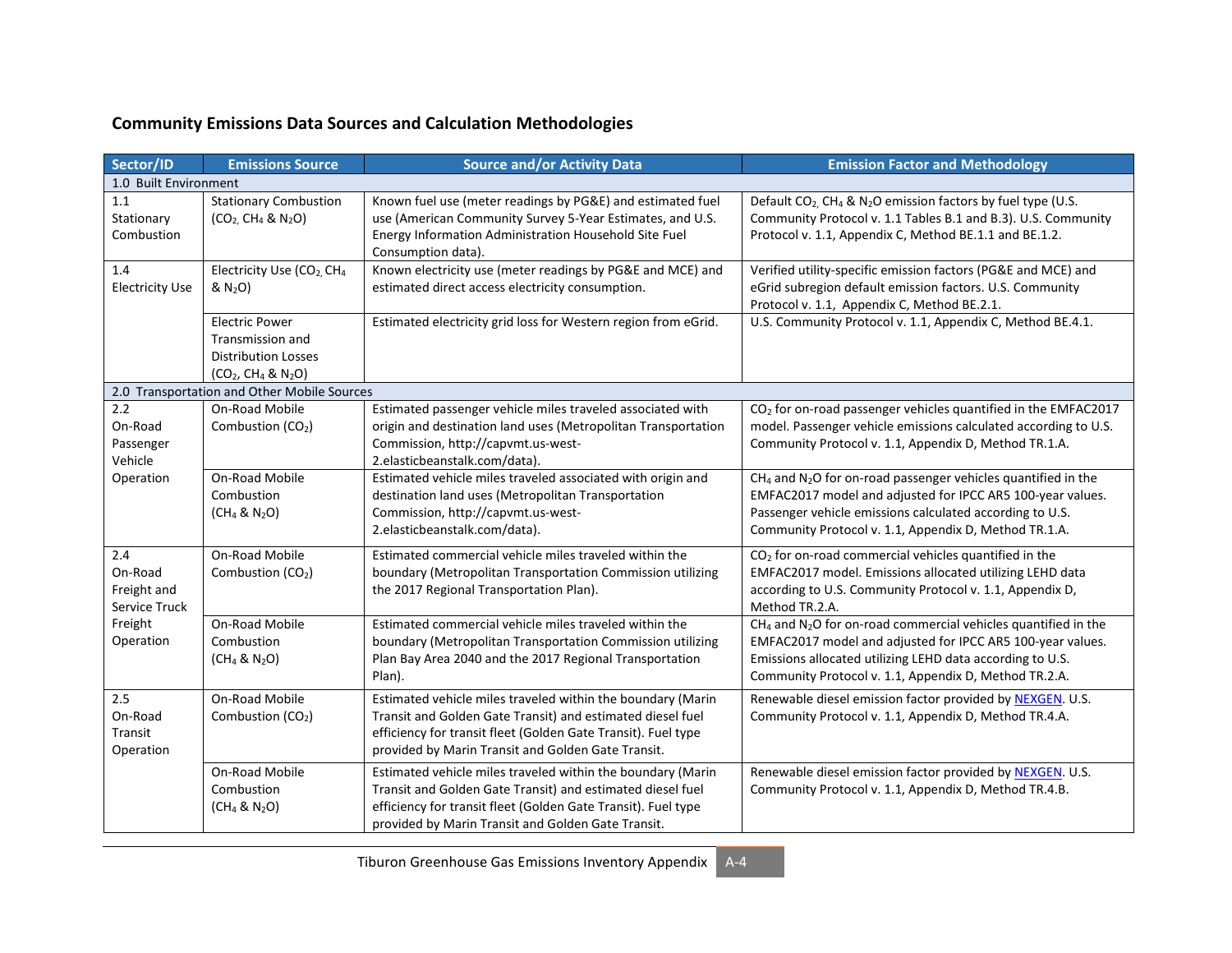## Community Emissions Data Sources and Calculation Methodologies

| Sector/ID | Emissions Source | Source and/or Activity Data | Emission Factor and Methodology |
|---|---|---|---|
| 1.0 Built Environment | | | |
| 1.1 Stationary Combustion | Stationary Combustion ($CO_2$, $CH_4$ & $N_2O$) | Known fuel use (meter readings by PG&E) and estimated fuel use (American Community Survey 5-Year Estimates, and U.S. Energy Information Administration Household Site Fuel Consumption data). | Default $CO_2$, $CH_4$ & $N_2O$ emission factors by fuel type (U.S. Community Protocol v. 1.1 Tables B.1 and B.3). U.S. Community Protocol v. 1.1, Appendix C, Method BE.1.1 and BE.1.2. |
| 1.4 Electricity Use | Electricity Use ($CO_2$, $CH_4$ & $N_2O$) | Known electricity use (meter readings by PG&E and MCE) and estimated direct access electricity consumption. | Verified utility-specific emission factors (PG&E and MCE) and eGrid subregion default emission factors. U.S. Community Protocol v. 1.1, Appendix C, Method BE.2.1. |
| | Electric Power Transmission and Distribution Losses ($CO_2$, $CH_4$ & $N_2O$) | Estimated electricity grid loss for Western region from eGrid. | U.S. Community Protocol v. 1.1, Appendix C, Method BE.4.1. |
| 2.0 Transportation and Other Mobile Sources | | | |
| 2.2 On-Road Passenger Vehicle Operation | On-Road Mobile Combustion ($CO_2$) | Estimated passenger vehicle miles traveled associated with origin and destination land uses (Metropolitan Transportation Commission, http://capvmt.us-west-2.elasticbeanstalk.com/data). | $CO_2$ for on-road passenger vehicles quantified in the EMFAC2017 model. Passenger vehicle emissions calculated according to U.S. Community Protocol v. 1.1, Appendix D, Method TR.1.A. |
| | On-Road Mobile Combustion ($CH_4$ & $N_2O$) | Estimated vehicle miles traveled associated with origin and destination land uses (Metropolitan Transportation Commission, http://capvmt.us-west-2.elasticbeanstalk.com/data). | $CH_4$ and $N_2O$ for on-road passenger vehicles quantified in the EMFAC2017 model and adjusted for IPCC AR5 100-year values. Passenger vehicle emissions calculated according to U.S. Community Protocol v. 1.1, Appendix D, Method TR.1.A. |
| 2.4 On-Road Freight and Service Truck Freight Operation | On-Road Mobile Combustion ($CO_2$) | Estimated commercial vehicle miles traveled within the boundary (Metropolitan Transportation Commission utilizing the 2017 Regional Transportation Plan). | $CO_2$ for on-road commercial vehicles quantified in the EMFAC2017 model. Emissions allocated utilizing LEHD data according to U.S. Community Protocol v. 1.1, Appendix D, Method TR.2.A. |
| | On-Road Mobile Combustion ($CH_4$ & $N_2O$) | Estimated commercial vehicle miles traveled within the boundary (Metropolitan Transportation Commission utilizing Plan Bay Area 2040 and the 2017 Regional Transportation Plan). | $CH_4$ and $N_2O$ for on-road commercial vehicles quantified in the EMFAC2017 model and adjusted for IPCC AR5 100-year values. Emissions allocated utilizing LEHD data according to U.S. Community Protocol v. 1.1, Appendix D, Method TR.2.A. |
| 2.5 On-Road Transit Operation | On-Road Mobile Combustion ($CO_2$) | Estimated vehicle miles traveled within the boundary (Marin Transit and Golden Gate Transit) and estimated diesel fuel efficiency for transit fleet (Golden Gate Transit). Fuel type provided by Marin Transit and Golden Gate Transit. | Renewable diesel emission factor provided by NEXGEN. U.S. Community Protocol v. 1.1, Appendix D, Method TR.4.A. |
| | On-Road Mobile Combustion ($CH_4$ & $N_2O$) | Estimated vehicle miles traveled within the boundary (Marin Transit and Golden Gate Transit) and estimated diesel fuel efficiency for transit fleet (Golden Gate Transit). Fuel type provided by Marin Transit and Golden Gate Transit. | Renewable diesel emission factor provided by NEXGEN. U.S. Community Protocol v. 1.1, Appendix D, Method TR.4.B. |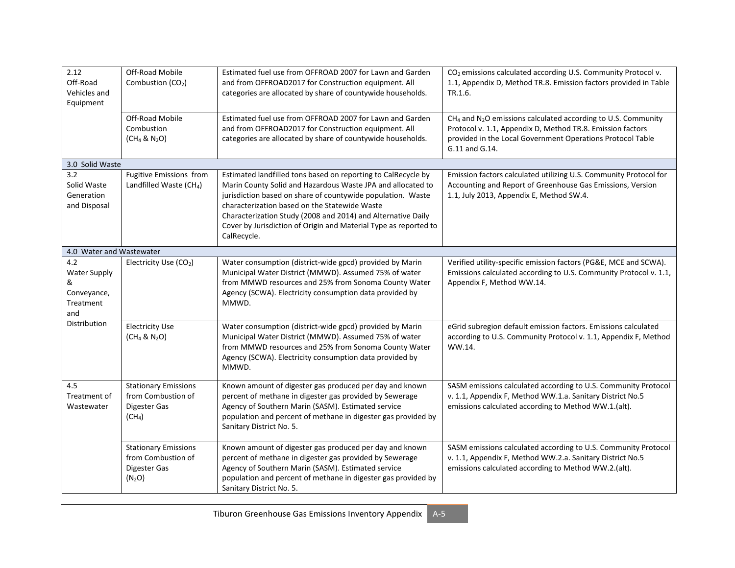| | | | |
|---|---|---|---|
| 2.12 Off-Road Vehicles and Equipment | Off-Road Mobile Combustion ($CO_2$) | Estimated fuel use from OFFROAD 2007 for Lawn and Garden and from OFFROAD2017 for Construction equipment. All categories are allocated by share of countywide households. | $CO_2$ emissions calculated according U.S. Community Protocol v. 1.1, Appendix D, Method TR.8. Emission factors provided in Table TR.1.6. |
| | Off-Road Mobile Combustion ($CH_4$ & $N_2O$) | Estimated fuel use from OFFROAD 2007 for Lawn and Garden and from OFFROAD2017 for Construction equipment. All categories are allocated by share of countywide households. | $CH_4$ and $N_2O$ emissions calculated according to U.S. Community Protocol v. 1.1, Appendix D, Method TR.8. Emission factors provided in the Local Government Operations Protocol Table G.11 and G.14. |
| 3.0 Solid Waste | | | |
| 3.2 Solid Waste Generation and Disposal | Fugitive Emissions from Landfilled Waste ($CH_4$) | Estimated landfilled tons based on reporting to CalRecycle by Marin County Solid and Hazardous Waste JPA and allocated to jurisdiction based on share of countywide population. Waste characterization based on the Statewide Waste Characterization Study (2008 and 2014) and Alternative Daily Cover by Jurisdiction of Origin and Material Type as reported to CalRecycle. | Emission factors calculated utilizing U.S. Community Protocol for Accounting and Report of Greenhouse Gas Emissions, Version 1.1, July 2013, Appendix E, Method SW.4. |
| 4.0 Water and Wastewater | | | |
| 4.2 Water Supply & Conveyance, Treatment and Distribution | Electricity Use ($CO_2$) | Water consumption (district-wide gpcd) provided by Marin Municipal Water District (MMWD). Assumed 75% of water from MMWD resources and 25% from Sonoma County Water Agency (SCWA). Electricity consumption data provided by MMWD. | Verified utility-specific emission factors (PG&E, MCE and SCWA). Emissions calculated according to U.S. Community Protocol v. 1.1, Appendix F, Method WW.14. |
| | Electricity Use ($CH_4$ & $N_2O$) | Water consumption (district-wide gpcd) provided by Marin Municipal Water District (MMWD). Assumed 75% of water from MMWD resources and 25% from Sonoma County Water Agency (SCWA). Electricity consumption data provided by MMWD. | eGrid subregion default emission factors. Emissions calculated according to U.S. Community Protocol v. 1.1, Appendix F, Method WW.14. |
| 4.5 Treatment of Wastewater | Stationary Emissions from Combustion of Digester Gas ($CH_4$) | Known amount of digester gas produced per day and known percent of methane in digester gas provided by Sewerage Agency of Southern Marin (SASM). Estimated service population and percent of methane in digester gas provided by Sanitary District No. 5. | SASM emissions calculated according to U.S. Community Protocol v. 1.1, Appendix F, Method WW.1.a. Sanitary District No.5 emissions calculated according to Method WW.1.(alt). |
| | Stationary Emissions from Combustion of Digester Gas ($N_2O$) | Known amount of digester gas produced per day and known percent of methane in digester gas provided by Sewerage Agency of Southern Marin (SASM). Estimated service population and percent of methane in digester gas provided by Sanitary District No. 5. | SASM emissions calculated according to U.S. Community Protocol v. 1.1, Appendix F, Method WW.2.a. Sanitary District No.5 emissions calculated according to Method WW.2.(alt). |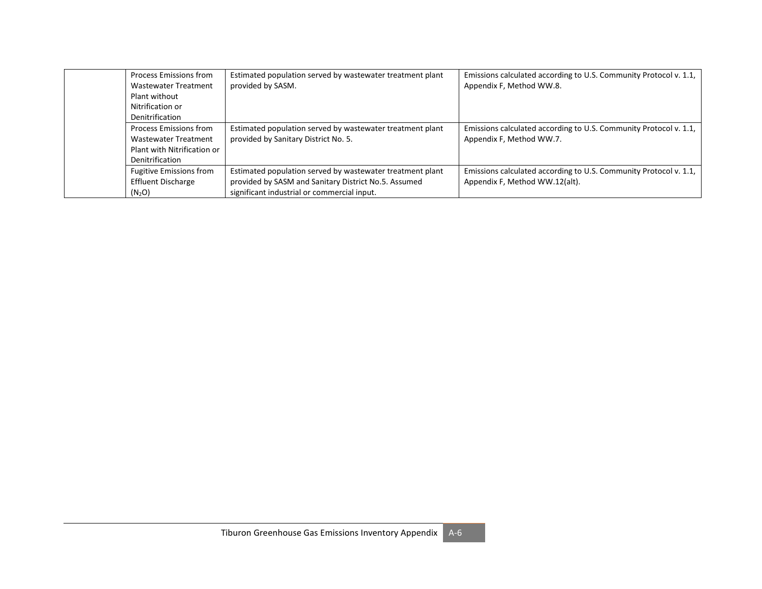| | | | |
|---|---|---|---|
| | Process Emissions from Wastewater Treatment Plant without Nitrification or Denitrification | Estimated population served by wastewater treatment plant provided by SASM. | Emissions calculated according to U.S. Community Protocol v. 1.1, Appendix F, Method WW.8. |
| | Process Emissions from Wastewater Treatment Plant with Nitrification or Denitrification | Estimated population served by wastewater treatment plant provided by Sanitary District No. 5. | Emissions calculated according to U.S. Community Protocol v. 1.1, Appendix F, Method WW.7. |
| | Fugitive Emissions from Effluent Discharge ($N_2O$) | Estimated population served by wastewater treatment plant provided by SASM and Sanitary District No.5. Assumed significant industrial or commercial input. | Emissions calculated according to U.S. Community Protocol v. 1.1, Appendix F, Method WW.12(alt). |